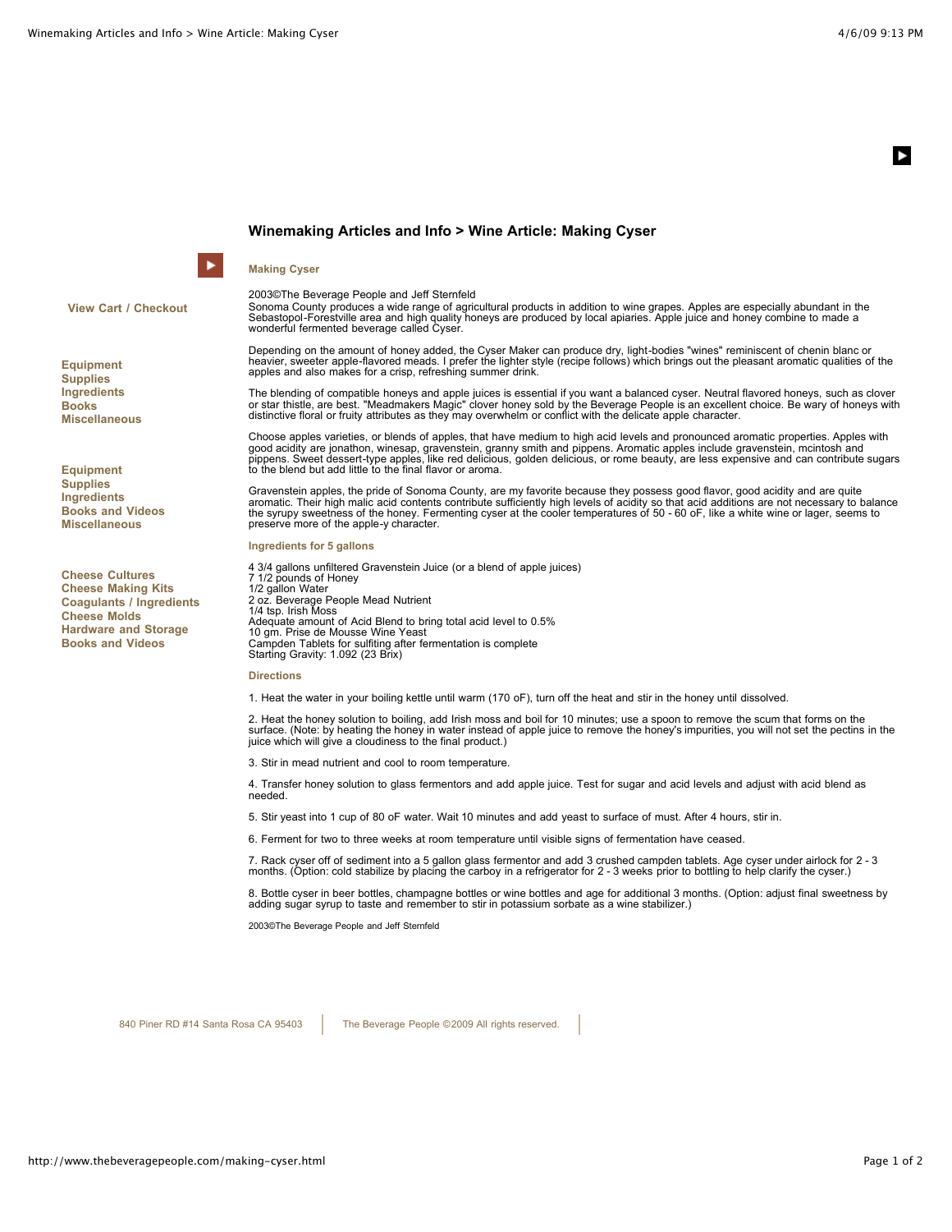## Winemaking Articles and Info > Wine Article: Making Cyser

View Cart / Checkout

**Equipment**
**Supplies**
**Ingredients**
**Books**
**Miscellaneous**

**Equipment**
**Supplies**
**Ingredients**
**Books and Videos**
**Miscellaneous**

**Cheese Cultures**
**Cheese Making Kits**
**Coagulants / Ingredients**
**Cheese Molds**
**Hardware and Storage**
**Books and Videos**

### Making Cyser

2003©The Beverage People and Jeff Sternfeld
Sonoma County produces a wide range of agricultural products in addition to wine grapes. Apples are especially abundant in the Sebastopol-Forestville area and high quality honeys are produced by local apiaries. Apple juice and honey combine to made a wonderful fermented beverage called Cyser.

Depending on the amount of honey added, the Cyser Maker can produce dry, light-bodies "wines" reminiscent of chenin blanc or heavier, sweeter apple-flavored meads. I prefer the lighter style (recipe follows) which brings out the pleasant aromatic qualities of the apples and also makes for a crisp, refreshing summer drink.

The blending of compatible honeys and apple juices is essential if you want a balanced cyser. Neutral flavored honeys, such as clover or star thistle, are best. "Meadmakers Magic" clover honey sold by the Beverage People is an excellent choice. Be wary of honeys with distinctive floral or fruity attributes as they may overwhelm or conflict with the delicate apple character.

Choose apples varieties, or blends of apples, that have medium to high acid levels and pronounced aromatic properties. Apples with good acidity are jonathon, winesap, gravenstein, granny smith and pippens. Aromatic apples include gravenstein, mcintosh and pippens. Sweet dessert-type apples, like red delicious, golden delicious, or rome beauty, are less expensive and can contribute sugars to the blend but add little to the final flavor or aroma.

Gravenstein apples, the pride of Sonoma County, are my favorite because they possess good flavor, good acidity and are quite aromatic. Their high malic acid contents contribute sufficiently high levels of acidity so that acid additions are not necessary to balance the syrupy sweetness of the honey. Fermenting cyser at the cooler temperatures of 50 - 60 oF, like a white wine or lager, seems to preserve more of the apple-y character.

### Ingredients for 5 gallons

4 3/4 gallons unfiltered Gravenstein Juice (or a blend of apple juices)
7 1/2 pounds of Honey
1/2 gallon Water
2 oz. Beverage People Mead Nutrient
1/4 tsp. Irish Moss
Adequate amount of Acid Blend to bring total acid level to 0.5%
10 gm. Prise de Mousse Wine Yeast
Campden Tablets for sulfiting after fermentation is complete
Starting Gravity: 1.092 (23 Brix)

### Directions

1. Heat the water in your boiling kettle until warm (170 oF), turn off the heat and stir in the honey until dissolved.

2. Heat the honey solution to boiling, add Irish moss and boil for 10 minutes; use a spoon to remove the scum that forms on the surface. (Note: by heating the honey in water instead of apple juice to remove the honey's impurities, you will not set the pectins in the juice which will give a cloudiness to the final product.)

3. Stir in mead nutrient and cool to room temperature.

4. Transfer honey solution to glass fermentors and add apple juice. Test for sugar and acid levels and adjust with acid blend as needed.

5. Stir yeast into 1 cup of 80 oF water. Wait 10 minutes and add yeast to surface of must. After 4 hours, stir in.

6. Ferment for two to three weeks at room temperature until visible signs of fermentation have ceased.

7. Rack cyser off of sediment into a 5 gallon glass fermentor and add 3 crushed campden tablets. Age cyser under airlock for 2 - 3 months. (Option: cold stabilize by placing the carboy in a refrigerator for 2 - 3 weeks prior to bottling to help clarify the cyser.)

8. Bottle cyser in beer bottles, champagne bottles or wine bottles and age for additional 3 months. (Option: adjust final sweetness by adding sugar syrup to taste and remember to stir in potassium sorbate as a wine stabilizer.)

2003©The Beverage People and Jeff Sternfeld

840 Piner RD #14 Santa Rosa CA 95403 | The Beverage People ©2009 All rights reserved.